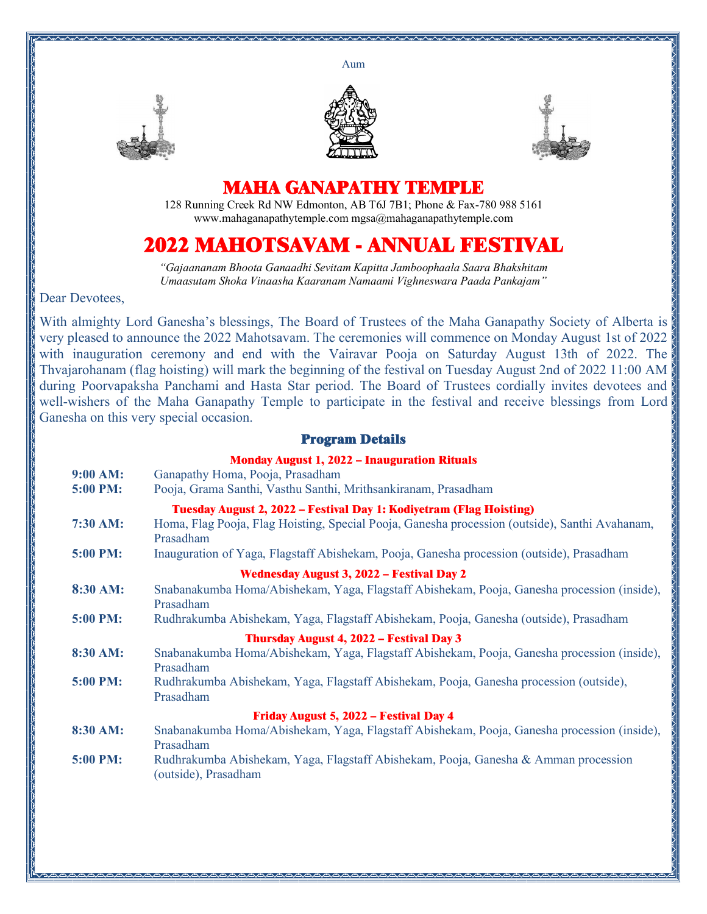Aum

# MAHA GANAPATHY TEMPLE

128 Running Creek Rd NW Edmonton, AB T6J 7B1; Phone & Fax-780 988 5161
www.mahaganapathytemple.com mgsa@mahaganapathytemple.com

# 2022 MAHOTSAVAM - ANNUAL FESTIVAL

*"Gajaananam Bhoota Ganaadhi Sevitam Kapitta Jamboophaala Saara Bhakshitam*
*Umaasutam Shoka Vinaasha Kaaranam Namaami Vighneswara Paada Pankajam"*

Dear Devotees,

With almighty Lord Ganesha's blessings, The Board of Trustees of the Maha Ganapathy Society of Alberta is very pleased to announce the 2022 Mahotsavam. The ceremonies will commence on Monday August 1st of 2022 with inauguration ceremony and end with the Vairavar Pooja on Saturday August 13th of 2022. The Thvajarohanam (flag hoisting) will mark the beginning of the festival on Tuesday August 2nd of 2022 11:00 AM during Poorvapaksha Panchami and Hasta Star period. The Board of Trustees cordially invites devotees and well-wishers of the Maha Ganapathy Temple to participate in the festival and receive blessings from Lord Ganesha on this very special occasion.

## Program Details

### Monday August 1, 2022 – Inauguration Rituals

**9:00 AM:** Ganapathy Homa, Pooja, Prasadham

**5:00 PM:** Pooja, Grama Santhi, Vasthu Santhi, Mrithsankiranam, Prasadham

### Tuesday August 2, 2022 – Festival Day 1: Kodiyetram (Flag Hoisting)

**7:30 AM:** Homa, Flag Pooja, Flag Hoisting, Special Pooja, Ganesha procession (outside), Santhi Avahanam, Prasadham

**5:00 PM:** Inauguration of Yaga, Flagstaff Abishekam, Pooja, Ganesha procession (outside), Prasadham

### Wednesday August 3, 2022 – Festival Day 2

**8:30 AM:** Snabanakumba Homa/Abishekam, Yaga, Flagstaff Abishekam, Pooja, Ganesha procession (inside), Prasadham

**5:00 PM:** Rudhrakumba Abishekam, Yaga, Flagstaff Abishekam, Pooja, Ganesha (outside), Prasadham

### Thursday August 4, 2022 – Festival Day 3

**8:30 AM:** Snabanakumba Homa/Abishekam, Yaga, Flagstaff Abishekam, Pooja, Ganesha procession (inside), Prasadham

**5:00 PM:** Rudhrakumba Abishekam, Yaga, Flagstaff Abishekam, Pooja, Ganesha procession (outside), Prasadham

### Friday August 5, 2022 – Festival Day 4

**8:30 AM:** Snabanakumba Homa/Abishekam, Yaga, Flagstaff Abishekam, Pooja, Ganesha procession (inside), Prasadham

**5:00 PM:** Rudhrakumba Abishekam, Yaga, Flagstaff Abishekam, Pooja, Ganesha & Amman procession (outside), Prasadham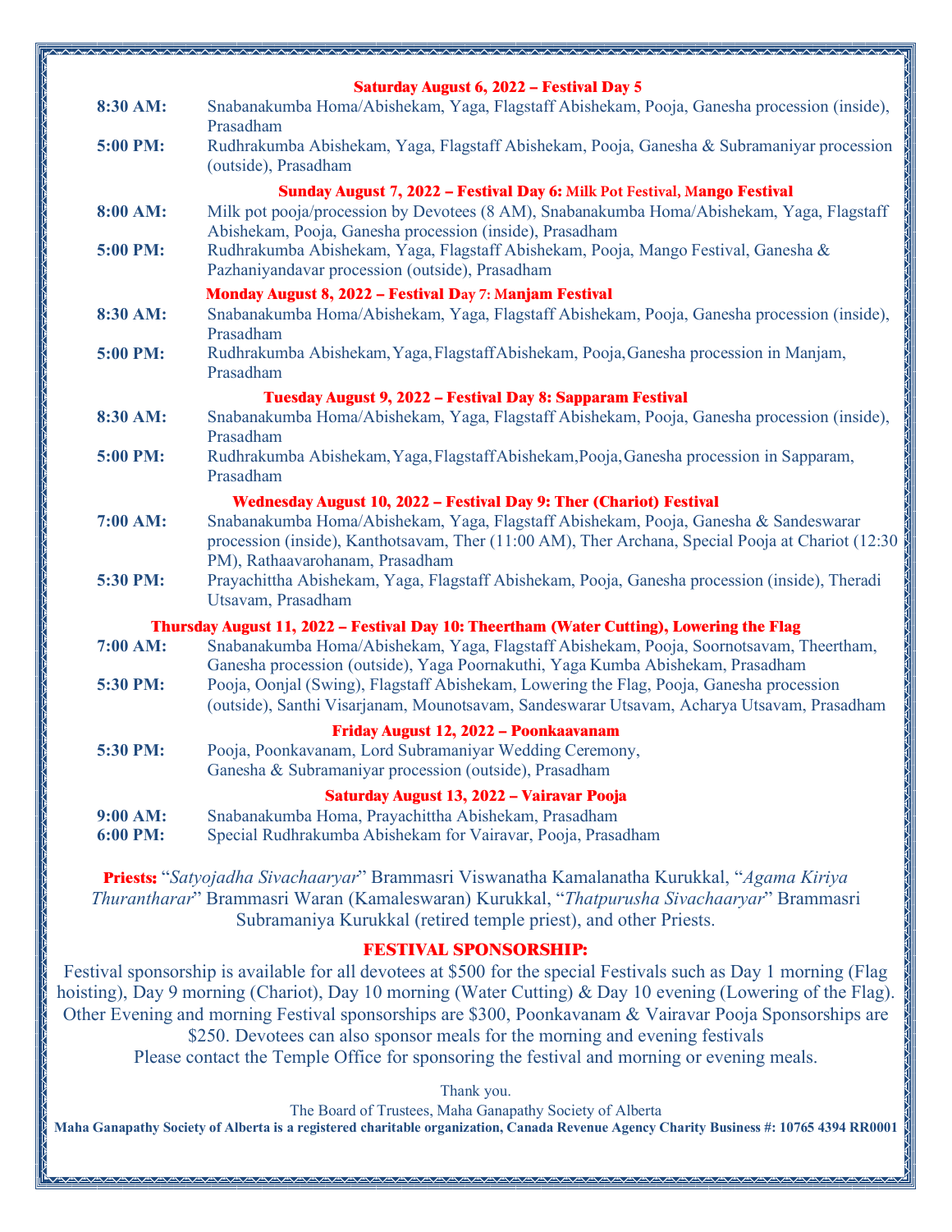### Saturday August 6, 2022 – Festival Day 5

**8:30 AM:** Snabanakumba Homa/Abishekam, Yaga, Flagstaff Abishekam, Pooja, Ganesha procession (inside), Prasadham

**5:00 PM:** Rudhrakumba Abishekam, Yaga, Flagstaff Abishekam, Pooja, Ganesha & Subramaniyar procession (outside), Prasadham

### Sunday August 7, 2022 – Festival Day 6: Milk Pot Festival, Mango Festival

**8:00 AM:** Milk pot pooja/procession by Devotees (8 AM), Snabanakumba Homa/Abishekam, Yaga, Flagstaff Abishekam, Pooja, Ganesha procession (inside), Prasadham

**5:00 PM:** Rudhrakumba Abishekam, Yaga, Flagstaff Abishekam, Pooja, Mango Festival, Ganesha & Pazhaniyandavar procession (outside), Prasadham

### Monday August 8, 2022 – Festival Day 7: Manjam Festival

**8:30 AM:** Snabanakumba Homa/Abishekam, Yaga, Flagstaff Abishekam, Pooja, Ganesha procession (inside), Prasadham

**5:00 PM:** Rudhrakumba Abishekam, Yaga, Flagstaff Abishekam, Pooja, Ganesha procession in Manjam, Prasadham

### Tuesday August 9, 2022 – Festival Day 8: Sapparam Festival

**8:30 AM:** Snabanakumba Homa/Abishekam, Yaga, Flagstaff Abishekam, Pooja, Ganesha procession (inside), Prasadham

**5:00 PM:** Rudhrakumba Abishekam, Yaga, Flagstaff Abishekam, Pooja, Ganesha procession in Sapparam, Prasadham

### Wednesday August 10, 2022 – Festival Day 9: Ther (Chariot) Festival

**7:00 AM:** Snabanakumba Homa/Abishekam, Yaga, Flagstaff Abishekam, Pooja, Ganesha & Sandeswarar procession (inside), Kanthotsavam, Ther (11:00 AM), Ther Archana, Special Pooja at Chariot (12:30 PM), Rathaavarohanam, Prasadham

**5:30 PM:** Prayachittha Abishekam, Yaga, Flagstaff Abishekam, Pooja, Ganesha procession (inside), Theradi Utsavam, Prasadham

### Thursday August 11, 2022 – Festival Day 10: Theertham (Water Cutting), Lowering the Flag

**7:00 AM:** Snabanakumba Homa/Abishekam, Yaga, Flagstaff Abishekam, Pooja, Soornotsavam, Theertham, Ganesha procession (outside), Yaga Poornakuthi, Yaga Kumba Abishekam, Prasadham

**5:30 PM:** Pooja, Oonjal (Swing), Flagstaff Abishekam, Lowering the Flag, Pooja, Ganesha procession (outside), Santhi Visarjanam, Mounotsavam, Sandeswarar Utsavam, Acharya Utsavam, Prasadham

### Friday August 12, 2022 – Poonkaavanam

**5:30 PM:** Pooja, Poonkavanam, Lord Subramaniyar Wedding Ceremony, Ganesha & Subramaniyar procession (outside), Prasadham

### Saturday August 13, 2022 – Vairavar Pooja

**9:00 AM:** Snabanakumba Homa, Prayachittha Abishekam, Prasadham

**6:00 PM:** Special Rudhrakumba Abishekam for Vairavar, Pooja, Prasadham

**Priests:** "*Satyojadha Sivachaaryar*" Brammasri Viswanatha Kamalanatha Kurukkal, "*Agama Kiriya Thurantharar*" Brammasri Waran (Kamaleswaran) Kurukkal, "*Thatpurusha Sivachaaryar*" Brammasri Subramaniya Kurukkal (retired temple priest), and other Priests.

## FESTIVAL SPONSORSHIP:

Festival sponsorship is available for all devotees at $500 for the special Festivals such as Day 1 morning (Flag hoisting), Day 9 morning (Chariot), Day 10 morning (Water Cutting) & Day 10 evening (Lowering of the Flag). Other Evening and morning Festival sponsorships are $300, Poonkavanam & Vairavar Pooja Sponsorships are $250. Devotees can also sponsor meals for the morning and evening festivals
Please contact the Temple Office for sponsoring the festival and morning or evening meals.

Thank you.
The Board of Trustees, Maha Ganapathy Society of Alberta

**Maha Ganapathy Society of Alberta is a registered charitable organization, Canada Revenue Agency Charity Business #: 10765 4394 RR0001**